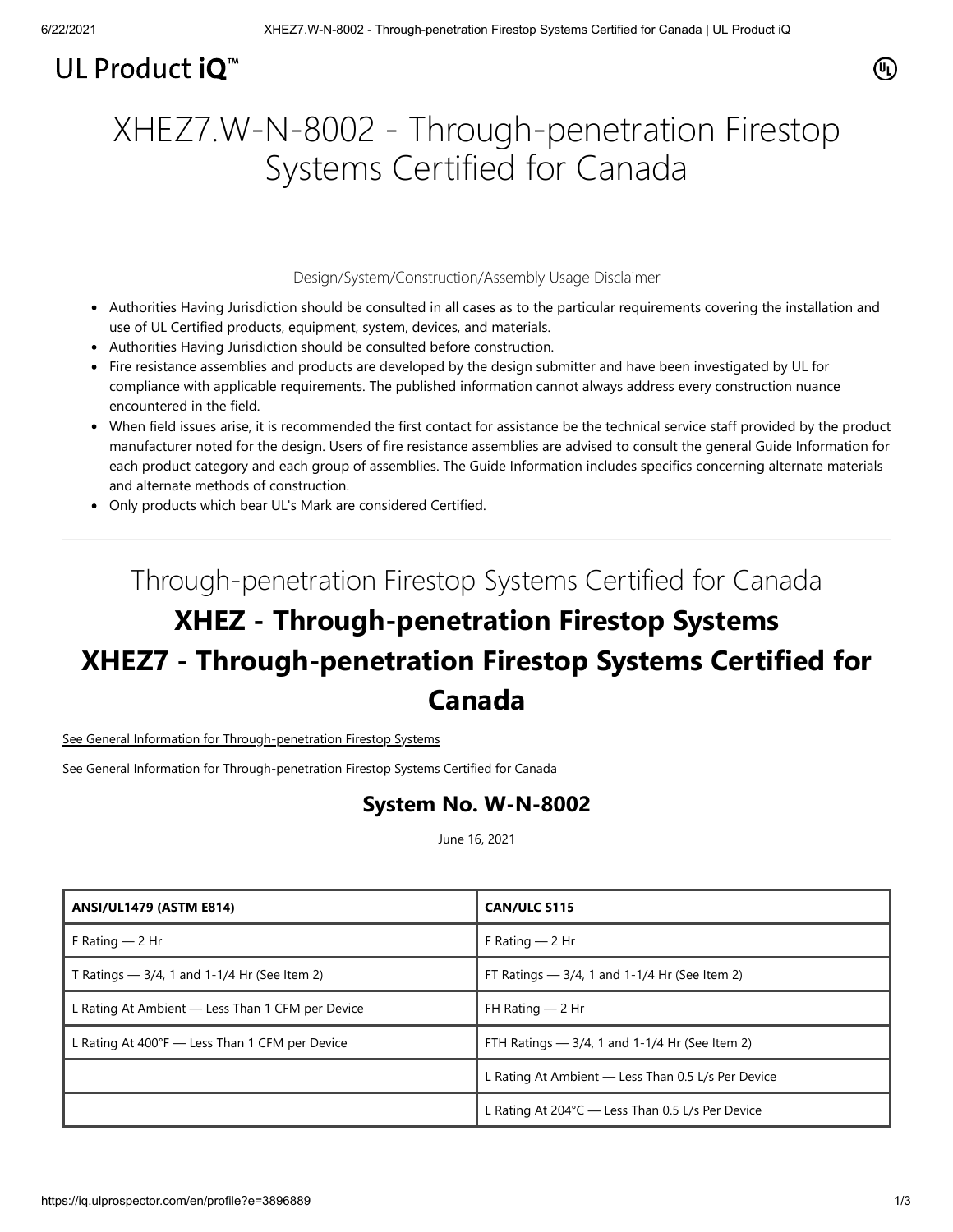UL Product iQ™

# XHEZ7.W-N-8002 - Through-penetration Firestop Systems Certified for Canada

Design/System/Construction/Assembly Usage Disclaimer

- Authorities Having Jurisdiction should be consulted in all cases as to the particular requirements covering the installation and use of UL Certified products, equipment, system, devices, and materials.
- Authorities Having Jurisdiction should be consulted before construction.
- Fire resistance assemblies and products are developed by the design submitter and have been investigated by UL for compliance with applicable requirements. The published information cannot always address every construction nuance encountered in the field.
- When field issues arise, it is recommended the first contact for assistance be the technical service staff provided by the product manufacturer noted for the design. Users of fire resistance assemblies are advised to consult the general Guide Information for each product category and each group of assemblies. The Guide Information includes specifics concerning alternate materials and alternate methods of construction.
- Only products which bear UL's Mark are considered Certified.

## Through-penetration Firestop Systems Certified for Canada

# XHEZ - Through-penetration Firestop Systems

# XHEZ7 - Through-penetration Firestop Systems Certified for Canada

See General Information for Through-penetration Firestop Systems

See General Information for Through-penetration Firestop Systems Certified for Canada

### System No. W-N-8002

June 16, 2021

| ANSI/UL1479 (ASTM E814) | CAN/ULC S115 |
|---|---|
| F Rating — 2 Hr | F Rating — 2 Hr |
| T Ratings — 3/4, 1 and 1-1/4 Hr (See Item 2) | FT Ratings — 3/4, 1 and 1-1/4 Hr (See Item 2) |
| L Rating At Ambient — Less Than 1 CFM per Device | FH Rating — 2 Hr |
| L Rating At 400°F — Less Than 1 CFM per Device | FTH Ratings — 3/4, 1 and 1-1/4 Hr (See Item 2) |
| | L Rating At Ambient — Less Than 0.5 L/s Per Device |
| | L Rating At 204°C — Less Than 0.5 L/s Per Device |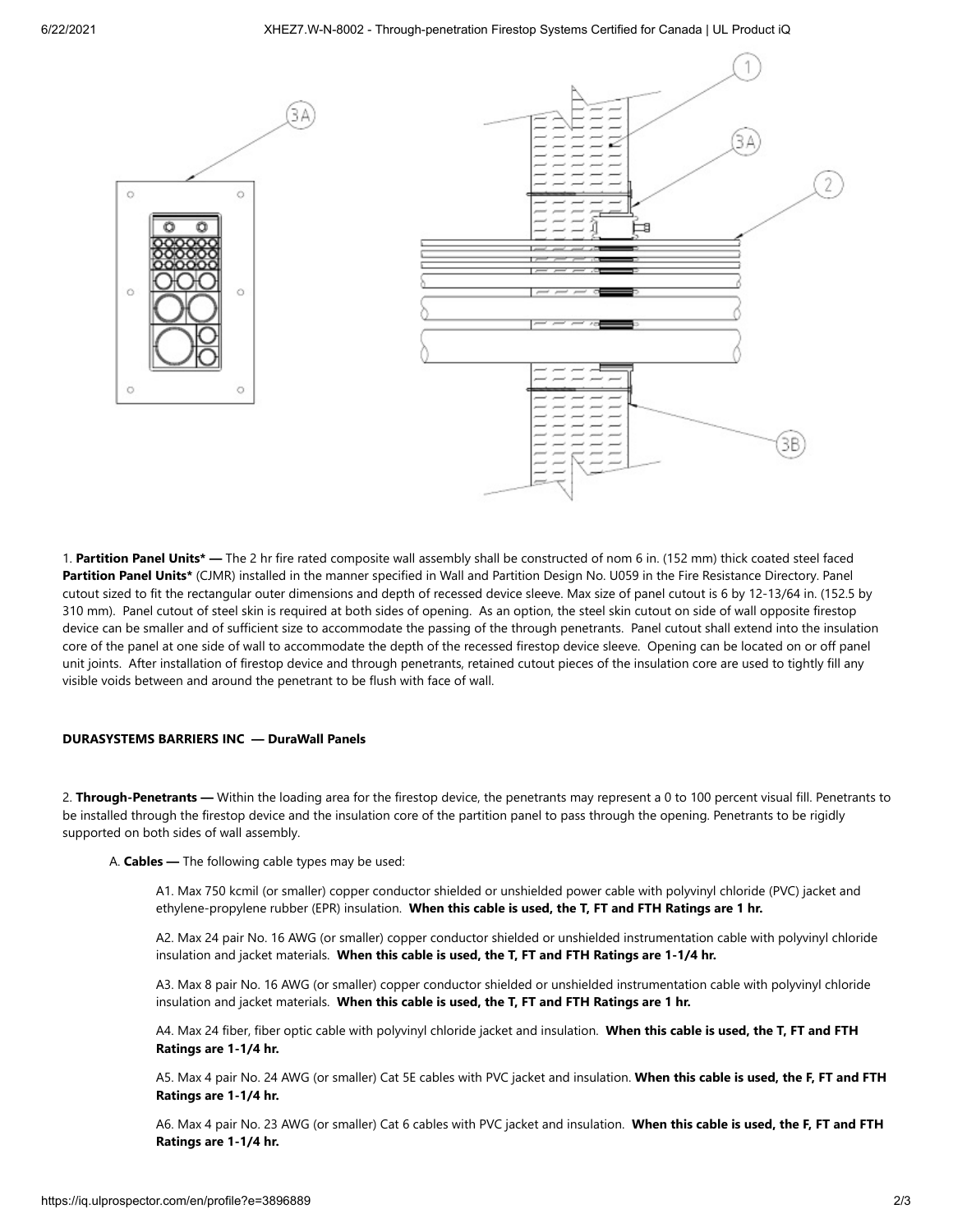1. **Partition Panel Units\* —** The 2 hr fire rated composite wall assembly shall be constructed of nom 6 in. (152 mm) thick coated steel faced **Partition Panel Units\*** (CJMR) installed in the manner specified in Wall and Partition Design No. U059 in the Fire Resistance Directory. Panel cutout sized to fit the rectangular outer dimensions and depth of recessed device sleeve. Max size of panel cutout is 6 by 12-13/64 in. (152.5 by 310 mm). Panel cutout of steel skin is required at both sides of opening. As an option, the steel skin cutout on side of wall opposite firestop device can be smaller and of sufficient size to accommodate the passing of the through penetrants. Panel cutout shall extend into the insulation core of the panel at one side of wall to accommodate the depth of the recessed firestop device sleeve. Opening can be located on or off panel unit joints. After installation of firestop device and through penetrants, retained cutout pieces of the insulation core are used to tightly fill any visible voids between and around the penetrant to be flush with face of wall.

**DURASYSTEMS BARRIERS INC — DuraWall Panels**

2. **Through-Penetrants —** Within the loading area for the firestop device, the penetrants may represent a 0 to 100 percent visual fill. Penetrants to be installed through the firestop device and the insulation core of the partition panel to pass through the opening. Penetrants to be rigidly supported on both sides of wall assembly.

A. **Cables —** The following cable types may be used:

A1. Max 750 kcmil (or smaller) copper conductor shielded or unshielded power cable with polyvinyl chloride (PVC) jacket and ethylene-propylene rubber (EPR) insulation. **When this cable is used, the T, FT and FTH Ratings are 1 hr.**

A2. Max 24 pair No. 16 AWG (or smaller) copper conductor shielded or unshielded instrumentation cable with polyvinyl chloride insulation and jacket materials. **When this cable is used, the T, FT and FTH Ratings are 1-1/4 hr.**

A3. Max 8 pair No. 16 AWG (or smaller) copper conductor shielded or unshielded instrumentation cable with polyvinyl chloride insulation and jacket materials. **When this cable is used, the T, FT and FTH Ratings are 1 hr.**

A4. Max 24 fiber, fiber optic cable with polyvinyl chloride jacket and insulation. **When this cable is used, the T, FT and FTH Ratings are 1-1/4 hr.**

A5. Max 4 pair No. 24 AWG (or smaller) Cat 5E cables with PVC jacket and insulation. **When this cable is used, the F, FT and FTH Ratings are 1-1/4 hr.**

A6. Max 4 pair No. 23 AWG (or smaller) Cat 6 cables with PVC jacket and insulation. **When this cable is used, the F, FT and FTH Ratings are 1-1/4 hr.**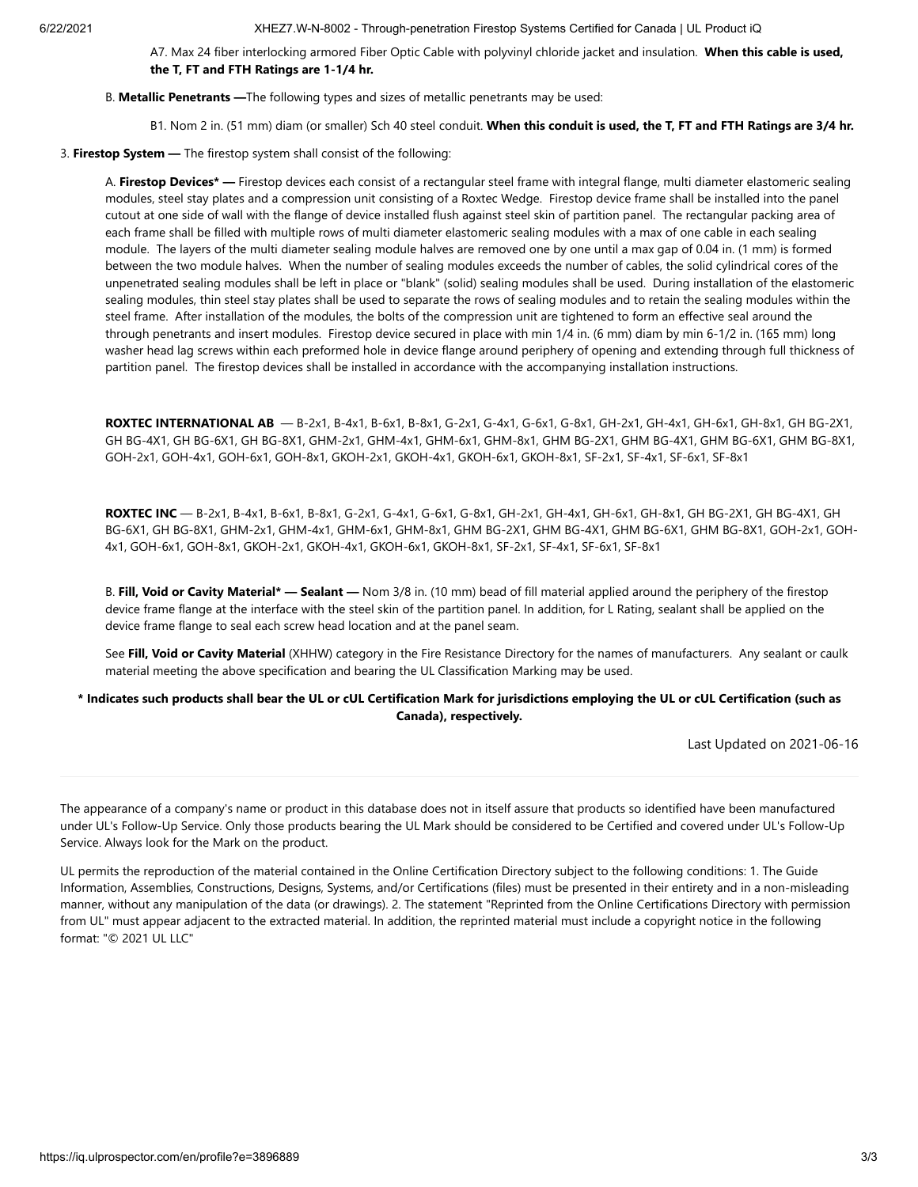A7. Max 24 fiber interlocking armored Fiber Optic Cable with polyvinyl chloride jacket and insulation. **When this cable is used, the T, FT and FTH Ratings are 1-1/4 hr.**

B. **Metallic Penetrants —**The following types and sizes of metallic penetrants may be used:

B1. Nom 2 in. (51 mm) diam (or smaller) Sch 40 steel conduit. **When this conduit is used, the T, FT and FTH Ratings are 3/4 hr.**

3. **Firestop System —** The firestop system shall consist of the following:

A. **Firestop Devices* —** Firestop devices each consist of a rectangular steel frame with integral flange, multi diameter elastomeric sealing modules, steel stay plates and a compression unit consisting of a Roxtec Wedge. Firestop device frame shall be installed into the panel cutout at one side of wall with the flange of device installed flush against steel skin of partition panel. The rectangular packing area of each frame shall be filled with multiple rows of multi diameter elastomeric sealing modules with a max of one cable in each sealing module. The layers of the multi diameter sealing module halves are removed one by one until a max gap of 0.04 in. (1 mm) is formed between the two module halves. When the number of sealing modules exceeds the number of cables, the solid cylindrical cores of the unpenetrated sealing modules shall be left in place or "blank" (solid) sealing modules shall be used. During installation of the elastomeric sealing modules, thin steel stay plates shall be used to separate the rows of sealing modules and to retain the sealing modules within the steel frame. After installation of the modules, the bolts of the compression unit are tightened to form an effective seal around the through penetrants and insert modules. Firestop device secured in place with min 1/4 in. (6 mm) diam by min 6-1/2 in. (165 mm) long washer head lag screws within each preformed hole in device flange around periphery of opening and extending through full thickness of partition panel. The firestop devices shall be installed in accordance with the accompanying installation instructions.

**ROXTEC INTERNATIONAL AB** — B-2x1, B-4x1, B-6x1, B-8x1, G-2x1, G-4x1, G-6x1, G-8x1, GH-2x1, GH-4x1, GH-6x1, GH-8x1, GH BG-2X1, GH BG-4X1, GH BG-6X1, GH BG-8X1, GHM-2x1, GHM-4x1, GHM-6x1, GHM-8x1, GHM BG-2X1, GHM BG-4X1, GHM BG-6X1, GHM BG-8X1, GOH-2x1, GOH-4x1, GOH-6x1, GOH-8x1, GKOH-2x1, GKOH-4x1, GKOH-6x1, GKOH-8x1, SF-2x1, SF-4x1, SF-6x1, SF-8x1

**ROXTEC INC** — B-2x1, B-4x1, B-6x1, B-8x1, G-2x1, G-4x1, G-6x1, G-8x1, GH-2x1, GH-4x1, GH-6x1, GH-8x1, GH BG-2X1, GH BG-4X1, GH BG-6X1, GH BG-8X1, GHM-2x1, GHM-4x1, GHM-6x1, GHM-8x1, GHM BG-2X1, GHM BG-4X1, GHM BG-6X1, GHM BG-8X1, GOH-2x1, GOH-4x1, GOH-6x1, GOH-8x1, GKOH-2x1, GKOH-4x1, GKOH-6x1, GKOH-8x1, SF-2x1, SF-4x1, SF-6x1, SF-8x1

B. **Fill, Void or Cavity Material* — Sealant —** Nom 3/8 in. (10 mm) bead of fill material applied around the periphery of the firestop device frame flange at the interface with the steel skin of the partition panel. In addition, for L Rating, sealant shall be applied on the device frame flange to seal each screw head location and at the panel seam.

See **Fill, Void or Cavity Material** (XHHW) category in the Fire Resistance Directory for the names of manufacturers. Any sealant or caulk material meeting the above specification and bearing the UL Classification Marking may be used.

**\* Indicates such products shall bear the UL or cUL Certification Mark for jurisdictions employing the UL or cUL Certification (such as Canada), respectively.**

Last Updated on 2021-06-16

---

The appearance of a company's name or product in this database does not in itself assure that products so identified have been manufactured under UL's Follow-Up Service. Only those products bearing the UL Mark should be considered to be Certified and covered under UL's Follow-Up Service. Always look for the Mark on the product.

UL permits the reproduction of the material contained in the Online Certification Directory subject to the following conditions: 1. The Guide Information, Assemblies, Constructions, Designs, Systems, and/or Certifications (files) must be presented in their entirety and in a non-misleading manner, without any manipulation of the data (or drawings). 2. The statement "Reprinted from the Online Certifications Directory with permission from UL" must appear adjacent to the extracted material. In addition, the reprinted material must include a copyright notice in the following format: "© 2021 UL LLC"